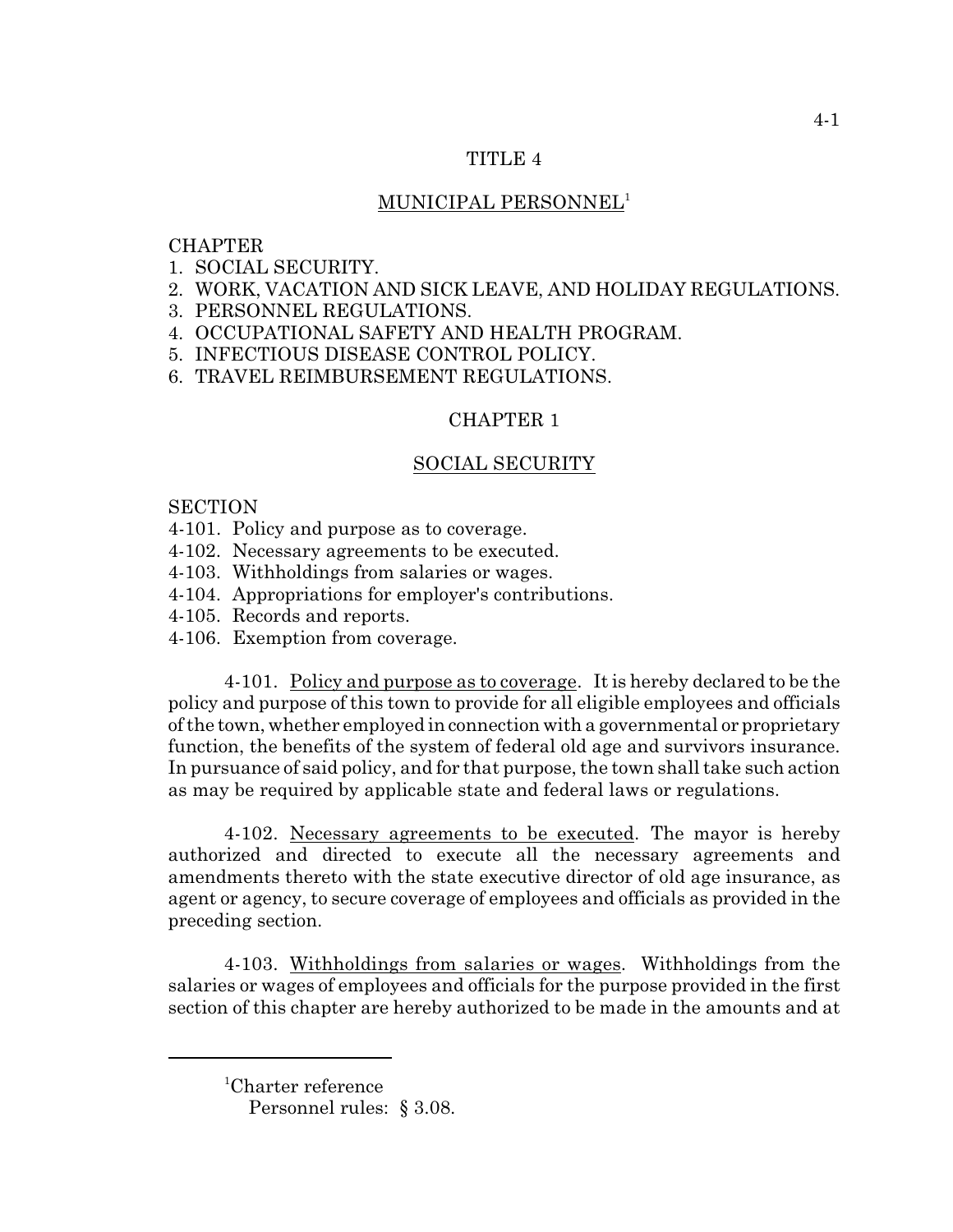# TITLE 4

## MUNICIPAL PERSONNEL[1]

CHAPTER
1. SOCIAL SECURITY.
2. WORK, VACATION AND SICK LEAVE, AND HOLIDAY REGULATIONS.
3. PERSONNEL REGULATIONS.
4. OCCUPATIONAL SAFETY AND HEALTH PROGRAM.
5. INFECTIOUS DISEASE CONTROL POLICY.
6. TRAVEL REIMBURSEMENT REGULATIONS.

## CHAPTER 1

## SOCIAL SECURITY

SECTION
4-101. Policy and purpose as to coverage.
4-102. Necessary agreements to be executed.
4-103. Withholdings from salaries or wages.
4-104. Appropriations for employer's contributions.
4-105. Records and reports.
4-106. Exemption from coverage.

4-101. Policy and purpose as to coverage. It is hereby declared to be the policy and purpose of this town to provide for all eligible employees and officials of the town, whether employed in connection with a governmental or proprietary function, the benefits of the system of federal old age and survivors insurance. In pursuance of said policy, and for that purpose, the town shall take such action as may be required by applicable state and federal laws or regulations.

4-102. Necessary agreements to be executed. The mayor is hereby authorized and directed to execute all the necessary agreements and amendments thereto with the state executive director of old age insurance, as agent or agency, to secure coverage of employees and officials as provided in the preceding section.

4-103. Withholdings from salaries or wages. Withholdings from the salaries or wages of employees and officials for the purpose provided in the first section of this chapter are hereby authorized to be made in the amounts and at

---

[1]Charter reference
Personnel rules: § 3.08.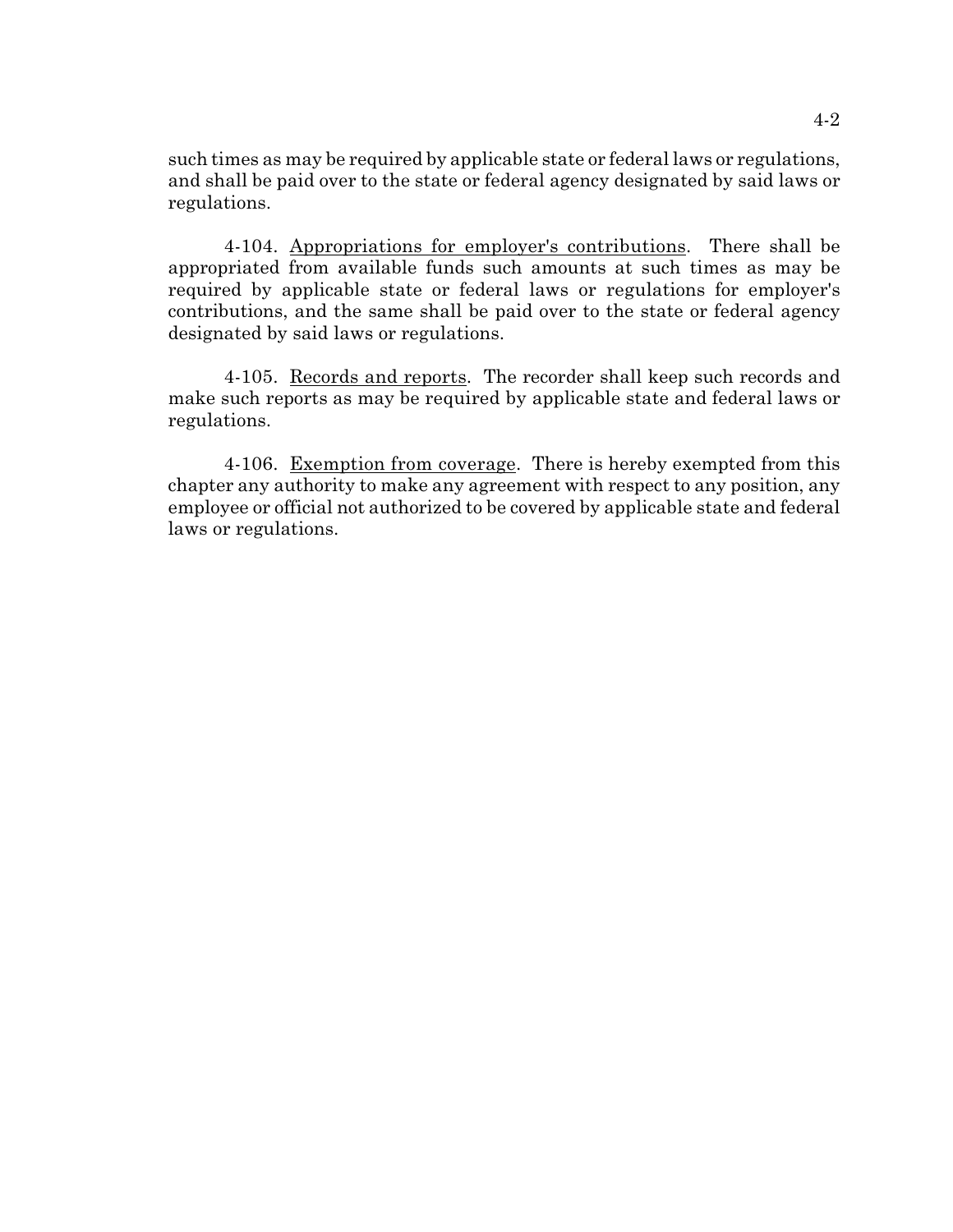such times as may be required by applicable state or federal laws or regulations, and shall be paid over to the state or federal agency designated by said laws or regulations.

4-104. Appropriations for employer's contributions. There shall be appropriated from available funds such amounts at such times as may be required by applicable state or federal laws or regulations for employer's contributions, and the same shall be paid over to the state or federal agency designated by said laws or regulations.

4-105. Records and reports. The recorder shall keep such records and make such reports as may be required by applicable state and federal laws or regulations.

4-106. Exemption from coverage. There is hereby exempted from this chapter any authority to make any agreement with respect to any position, any employee or official not authorized to be covered by applicable state and federal laws or regulations.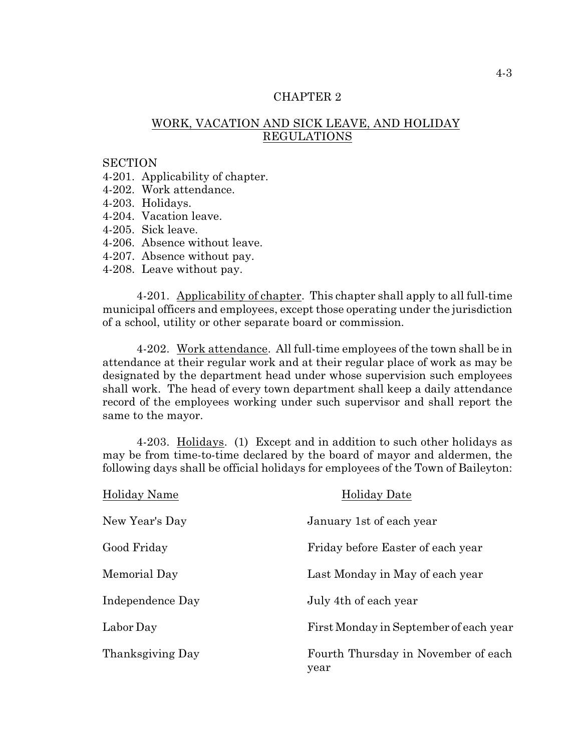## CHAPTER 2

## WORK, VACATION AND SICK LEAVE, AND HOLIDAY REGULATIONS

SECTION
4-201. Applicability of chapter.
4-202. Work attendance.
4-203. Holidays.
4-204. Vacation leave.
4-205. Sick leave.
4-206. Absence without leave.
4-207. Absence without pay.
4-208. Leave without pay.

4-201. Applicability of chapter. This chapter shall apply to all full-time municipal officers and employees, except those operating under the jurisdiction of a school, utility or other separate board or commission.

4-202. Work attendance. All full-time employees of the town shall be in attendance at their regular work and at their regular place of work as may be designated by the department head under whose supervision such employees shall work. The head of every town department shall keep a daily attendance record of the employees working under such supervisor and shall report the same to the mayor.

4-203. Holidays. (1) Except and in addition to such other holidays as may be from time-to-time declared by the board of mayor and aldermen, the following days shall be official holidays for employees of the Town of Baileyton:

| Holiday Name | Holiday Date |
| --- | --- |
| New Year's Day | January 1st of each year |
| Good Friday | Friday before Easter of each year |
| Memorial Day | Last Monday in May of each year |
| Independence Day | July 4th of each year |
| Labor Day | First Monday in September of each year |
| Thanksgiving Day | Fourth Thursday in November of each year |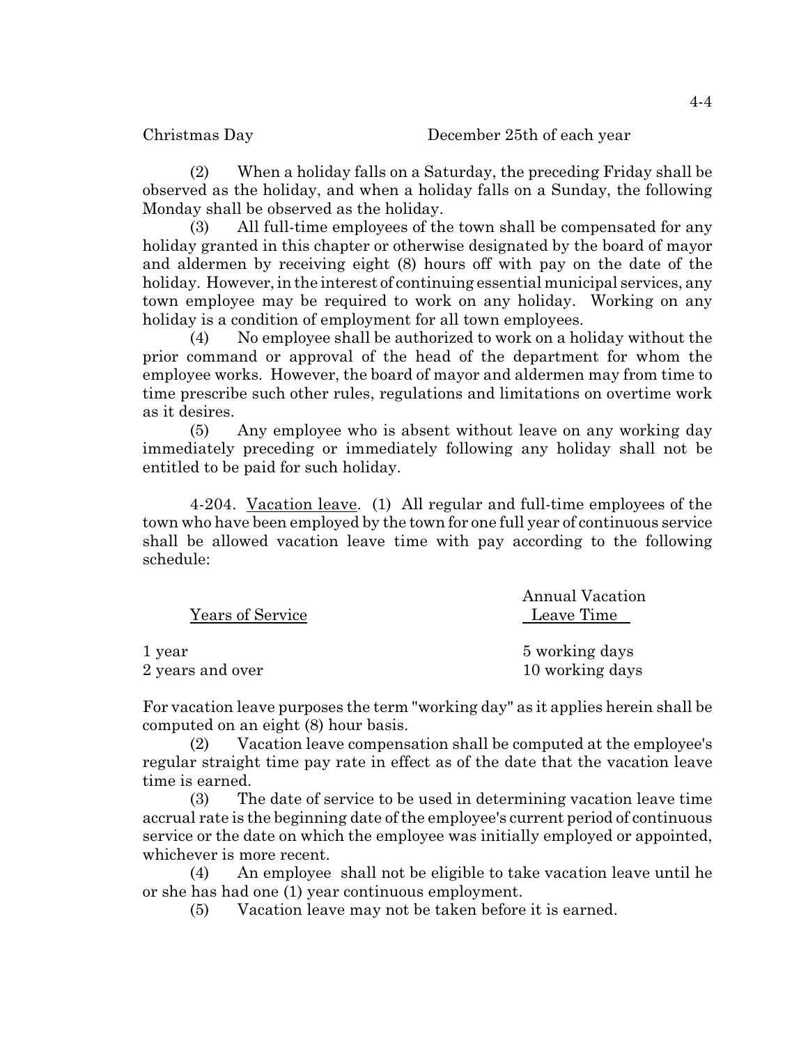| | |
|---|---|
| Christmas Day | December 25th of each year |

(2) When a holiday falls on a Saturday, the preceding Friday shall be observed as the holiday, and when a holiday falls on a Sunday, the following Monday shall be observed as the holiday.

(3) All full-time employees of the town shall be compensated for any holiday granted in this chapter or otherwise designated by the board of mayor and aldermen by receiving eight (8) hours off with pay on the date of the holiday. However, in the interest of continuing essential municipal services, any town employee may be required to work on any holiday. Working on any holiday is a condition of employment for all town employees.

(4) No employee shall be authorized to work on a holiday without the prior command or approval of the head of the department for whom the employee works. However, the board of mayor and aldermen may from time to time prescribe such other rules, regulations and limitations on overtime work as it desires.

(5) Any employee who is absent without leave on any working day immediately preceding or immediately following any holiday shall not be entitled to be paid for such holiday.

4-204. Vacation leave. (1) All regular and full-time employees of the town who have been employed by the town for one full year of continuous service shall be allowed vacation leave time with pay according to the following schedule:

| Years of Service | Annual Vacation Leave Time |
|---|---|
| 1 year | 5 working days |
| 2 years and over | 10 working days |

For vacation leave purposes the term "working day" as it applies herein shall be computed on an eight (8) hour basis.

(2) Vacation leave compensation shall be computed at the employee's regular straight time pay rate in effect as of the date that the vacation leave time is earned.

(3) The date of service to be used in determining vacation leave time accrual rate is the beginning date of the employee's current period of continuous service or the date on which the employee was initially employed or appointed, whichever is more recent.

(4) An employee shall not be eligible to take vacation leave until he or she has had one (1) year continuous employment.

(5) Vacation leave may not be taken before it is earned.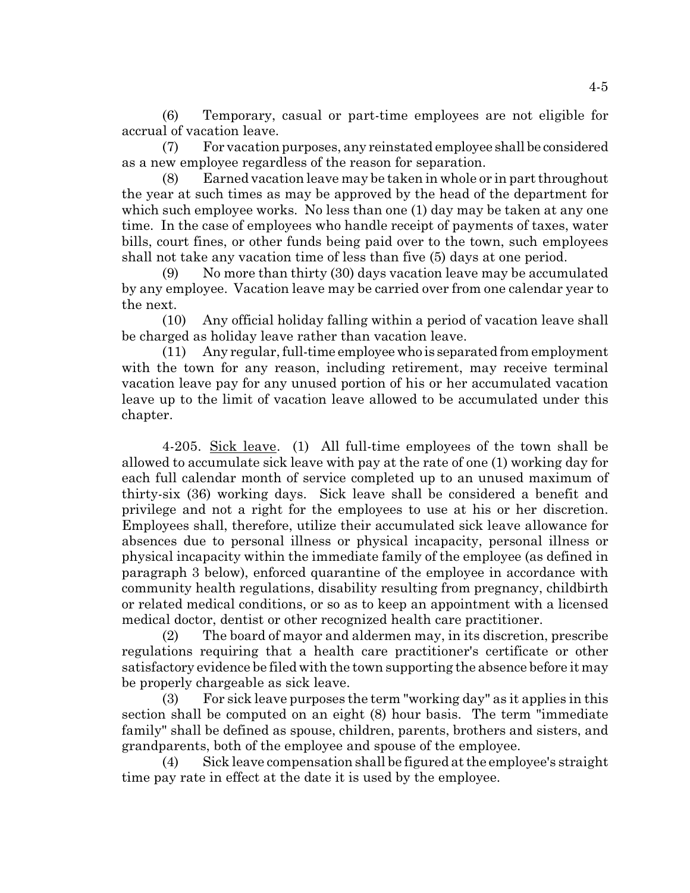(6) Temporary, casual or part-time employees are not eligible for accrual of vacation leave.

(7) For vacation purposes, any reinstated employee shall be considered as a new employee regardless of the reason for separation.

(8) Earned vacation leave may be taken in whole or in part throughout the year at such times as may be approved by the head of the department for which such employee works. No less than one (1) day may be taken at any one time. In the case of employees who handle receipt of payments of taxes, water bills, court fines, or other funds being paid over to the town, such employees shall not take any vacation time of less than five (5) days at one period.

(9) No more than thirty (30) days vacation leave may be accumulated by any employee. Vacation leave may be carried over from one calendar year to the next.

(10) Any official holiday falling within a period of vacation leave shall be charged as holiday leave rather than vacation leave.

(11) Any regular, full-time employee who is separated from employment with the town for any reason, including retirement, may receive terminal vacation leave pay for any unused portion of his or her accumulated vacation leave up to the limit of vacation leave allowed to be accumulated under this chapter.

4-205. Sick leave. (1) All full-time employees of the town shall be allowed to accumulate sick leave with pay at the rate of one (1) working day for each full calendar month of service completed up to an unused maximum of thirty-six (36) working days. Sick leave shall be considered a benefit and privilege and not a right for the employees to use at his or her discretion. Employees shall, therefore, utilize their accumulated sick leave allowance for absences due to personal illness or physical incapacity, personal illness or physical incapacity within the immediate family of the employee (as defined in paragraph 3 below), enforced quarantine of the employee in accordance with community health regulations, disability resulting from pregnancy, childbirth or related medical conditions, or so as to keep an appointment with a licensed medical doctor, dentist or other recognized health care practitioner.

(2) The board of mayor and aldermen may, in its discretion, prescribe regulations requiring that a health care practitioner's certificate or other satisfactory evidence be filed with the town supporting the absence before it may be properly chargeable as sick leave.

(3) For sick leave purposes the term "working day" as it applies in this section shall be computed on an eight (8) hour basis. The term "immediate family" shall be defined as spouse, children, parents, brothers and sisters, and grandparents, both of the employee and spouse of the employee.

(4) Sick leave compensation shall be figured at the employee's straight time pay rate in effect at the date it is used by the employee.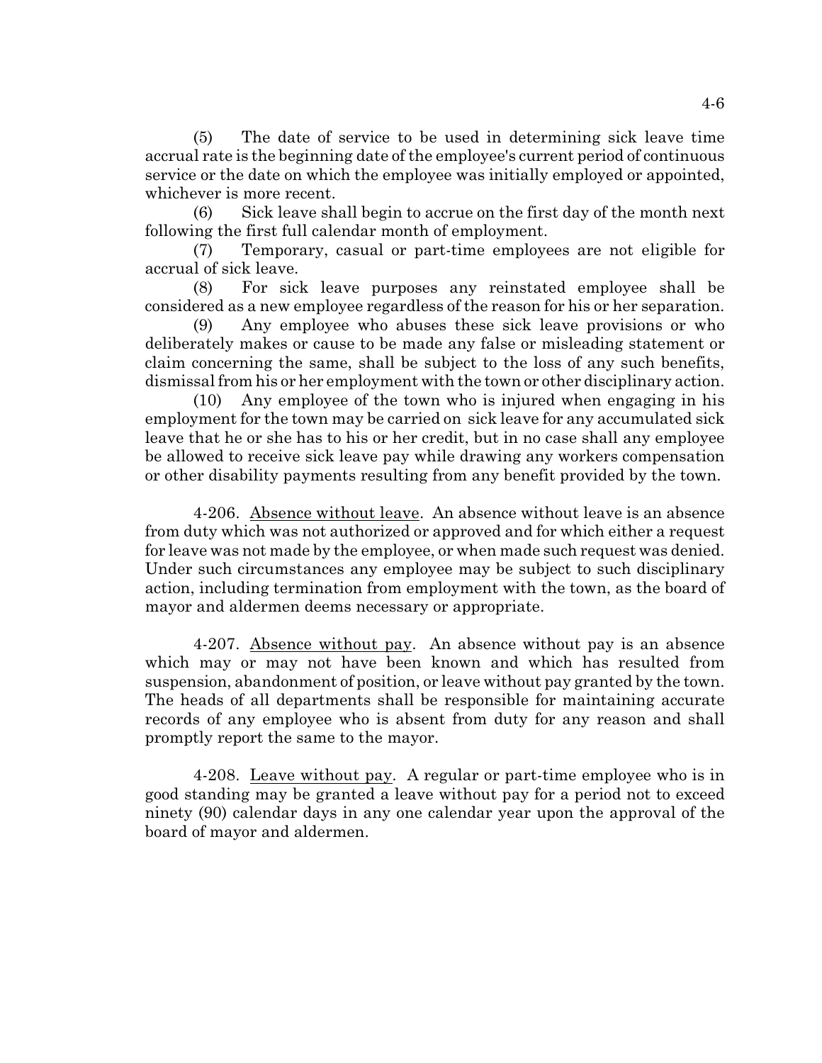(5) The date of service to be used in determining sick leave time accrual rate is the beginning date of the employee's current period of continuous service or the date on which the employee was initially employed or appointed, whichever is more recent.

(6) Sick leave shall begin to accrue on the first day of the month next following the first full calendar month of employment.

(7) Temporary, casual or part-time employees are not eligible for accrual of sick leave.

(8) For sick leave purposes any reinstated employee shall be considered as a new employee regardless of the reason for his or her separation.

(9) Any employee who abuses these sick leave provisions or who deliberately makes or cause to be made any false or misleading statement or claim concerning the same, shall be subject to the loss of any such benefits, dismissal from his or her employment with the town or other disciplinary action.

(10) Any employee of the town who is injured when engaging in his employment for the town may be carried on sick leave for any accumulated sick leave that he or she has to his or her credit, but in no case shall any employee be allowed to receive sick leave pay while drawing any workers compensation or other disability payments resulting from any benefit provided by the town.

4-206. Absence without leave. An absence without leave is an absence from duty which was not authorized or approved and for which either a request for leave was not made by the employee, or when made such request was denied. Under such circumstances any employee may be subject to such disciplinary action, including termination from employment with the town, as the board of mayor and aldermen deems necessary or appropriate.

4-207. Absence without pay. An absence without pay is an absence which may or may not have been known and which has resulted from suspension, abandonment of position, or leave without pay granted by the town. The heads of all departments shall be responsible for maintaining accurate records of any employee who is absent from duty for any reason and shall promptly report the same to the mayor.

4-208. Leave without pay. A regular or part-time employee who is in good standing may be granted a leave without pay for a period not to exceed ninety (90) calendar days in any one calendar year upon the approval of the board of mayor and aldermen.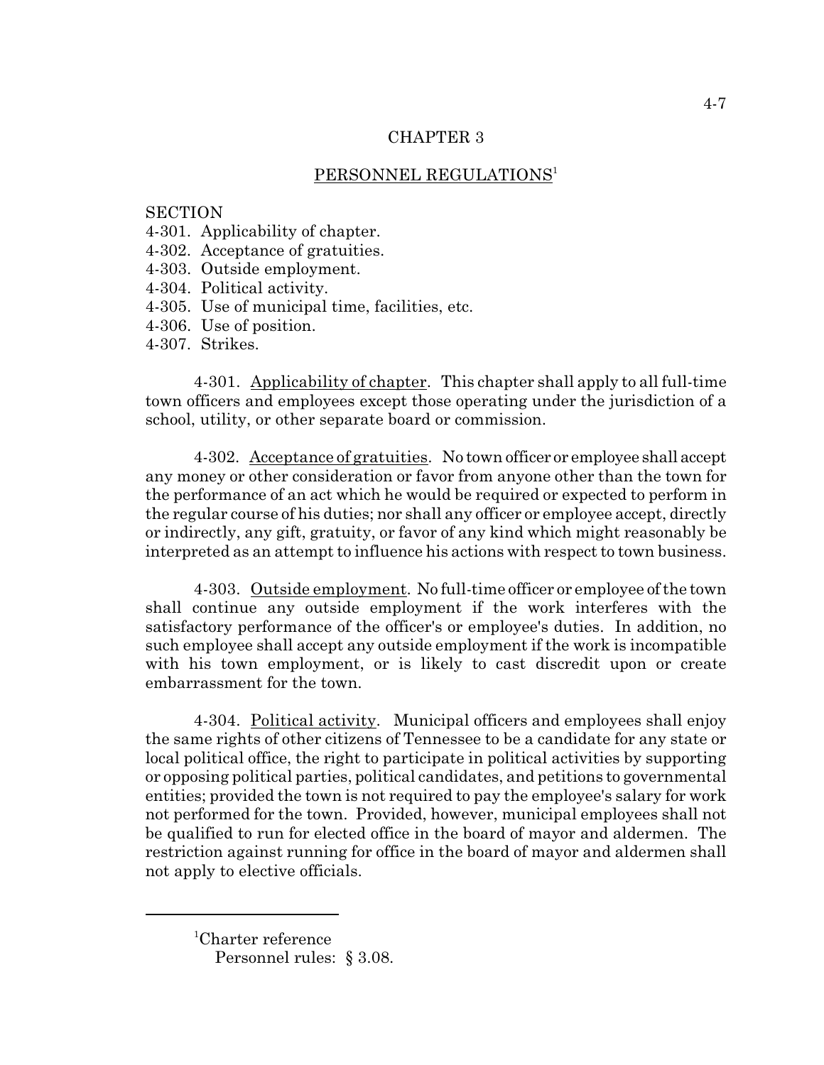# CHAPTER 3

## PERSONNEL REGULATIONS[1]

SECTION
4-301. Applicability of chapter.
4-302. Acceptance of gratuities.
4-303. Outside employment.
4-304. Political activity.
4-305. Use of municipal time, facilities, etc.
4-306. Use of position.
4-307. Strikes.

4-301. Applicability of chapter. This chapter shall apply to all full-time town officers and employees except those operating under the jurisdiction of a school, utility, or other separate board or commission.

4-302. Acceptance of gratuities. No town officer or employee shall accept any money or other consideration or favor from anyone other than the town for the performance of an act which he would be required or expected to perform in the regular course of his duties; nor shall any officer or employee accept, directly or indirectly, any gift, gratuity, or favor of any kind which might reasonably be interpreted as an attempt to influence his actions with respect to town business.

4-303. Outside employment. No full-time officer or employee of the town shall continue any outside employment if the work interferes with the satisfactory performance of the officer's or employee's duties. In addition, no such employee shall accept any outside employment if the work is incompatible with his town employment, or is likely to cast discredit upon or create embarrassment for the town.

4-304. Political activity. Municipal officers and employees shall enjoy the same rights of other citizens of Tennessee to be a candidate for any state or local political office, the right to participate in political activities by supporting or opposing political parties, political candidates, and petitions to governmental entities; provided the town is not required to pay the employee's salary for work not performed for the town. Provided, however, municipal employees shall not be qualified to run for elected office in the board of mayor and aldermen. The restriction against running for office in the board of mayor and aldermen shall not apply to elective officials.

---

[1]Charter reference
Personnel rules: § 3.08.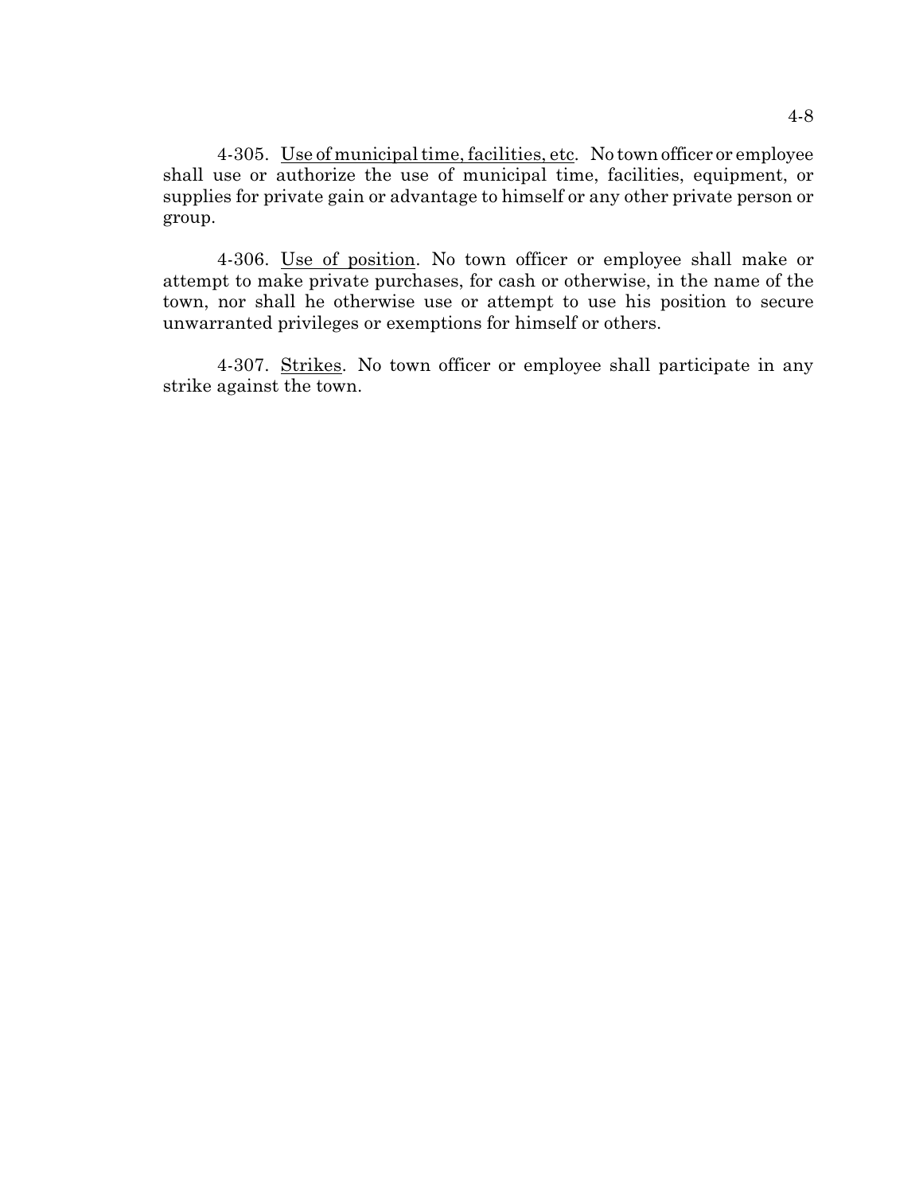4-305. Use of municipal time, facilities, etc. No town officer or employee shall use or authorize the use of municipal time, facilities, equipment, or supplies for private gain or advantage to himself or any other private person or group.

4-306. Use of position. No town officer or employee shall make or attempt to make private purchases, for cash or otherwise, in the name of the town, nor shall he otherwise use or attempt to use his position to secure unwarranted privileges or exemptions for himself or others.

4-307. Strikes. No town officer or employee shall participate in any strike against the town.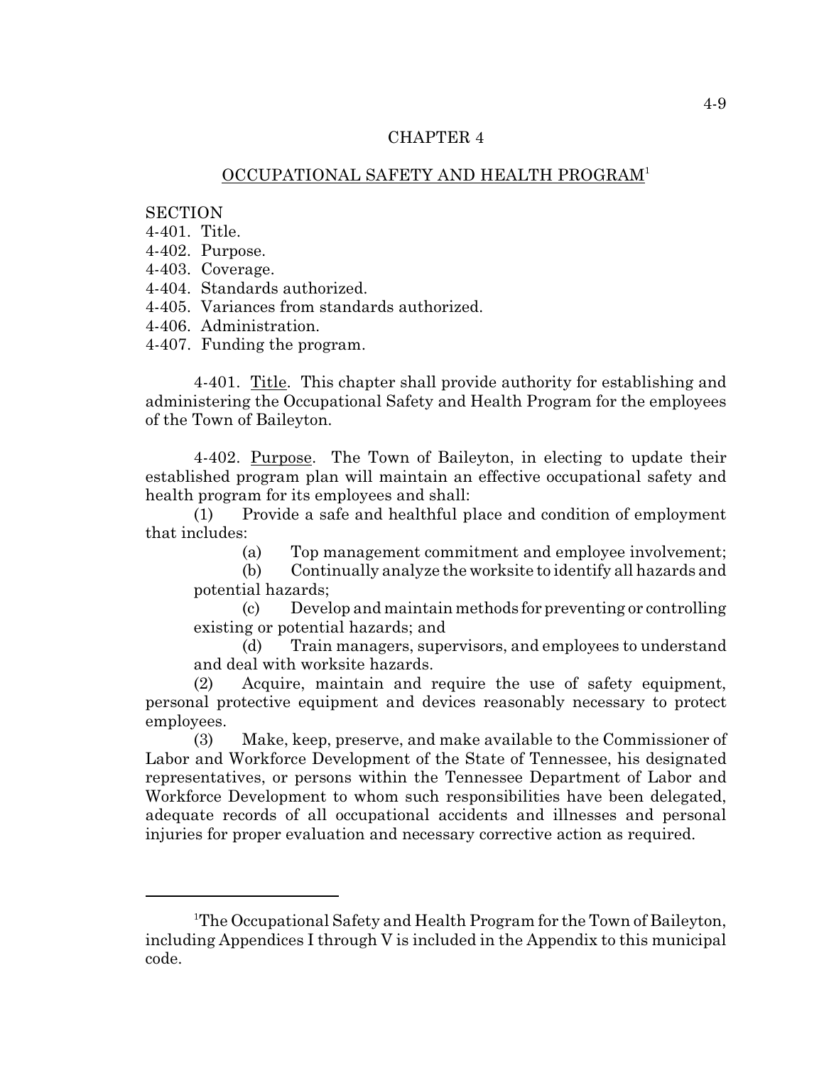# CHAPTER 4

## OCCUPATIONAL SAFETY AND HEALTH PROGRAM[1]

SECTION
4-401. Title.
4-402. Purpose.
4-403. Coverage.
4-404. Standards authorized.
4-405. Variances from standards authorized.
4-406. Administration.
4-407. Funding the program.

4-401. Title. This chapter shall provide authority for establishing and administering the Occupational Safety and Health Program for the employees of the Town of Baileyton.

4-402. Purpose. The Town of Baileyton, in electing to update their established program plan will maintain an effective occupational safety and health program for its employees and shall:

(1) Provide a safe and healthful place and condition of employment that includes:

(a) Top management commitment and employee involvement;

(b) Continually analyze the worksite to identify all hazards and potential hazards;

(c) Develop and maintain methods for preventing or controlling existing or potential hazards; and

(d) Train managers, supervisors, and employees to understand and deal with worksite hazards.

(2) Acquire, maintain and require the use of safety equipment, personal protective equipment and devices reasonably necessary to protect employees.

(3) Make, keep, preserve, and make available to the Commissioner of Labor and Workforce Development of the State of Tennessee, his designated representatives, or persons within the Tennessee Department of Labor and Workforce Development to whom such responsibilities have been delegated, adequate records of all occupational accidents and illnesses and personal injuries for proper evaluation and necessary corrective action as required.

---

[1]The Occupational Safety and Health Program for the Town of Baileyton, including Appendices I through V is included in the Appendix to this municipal code.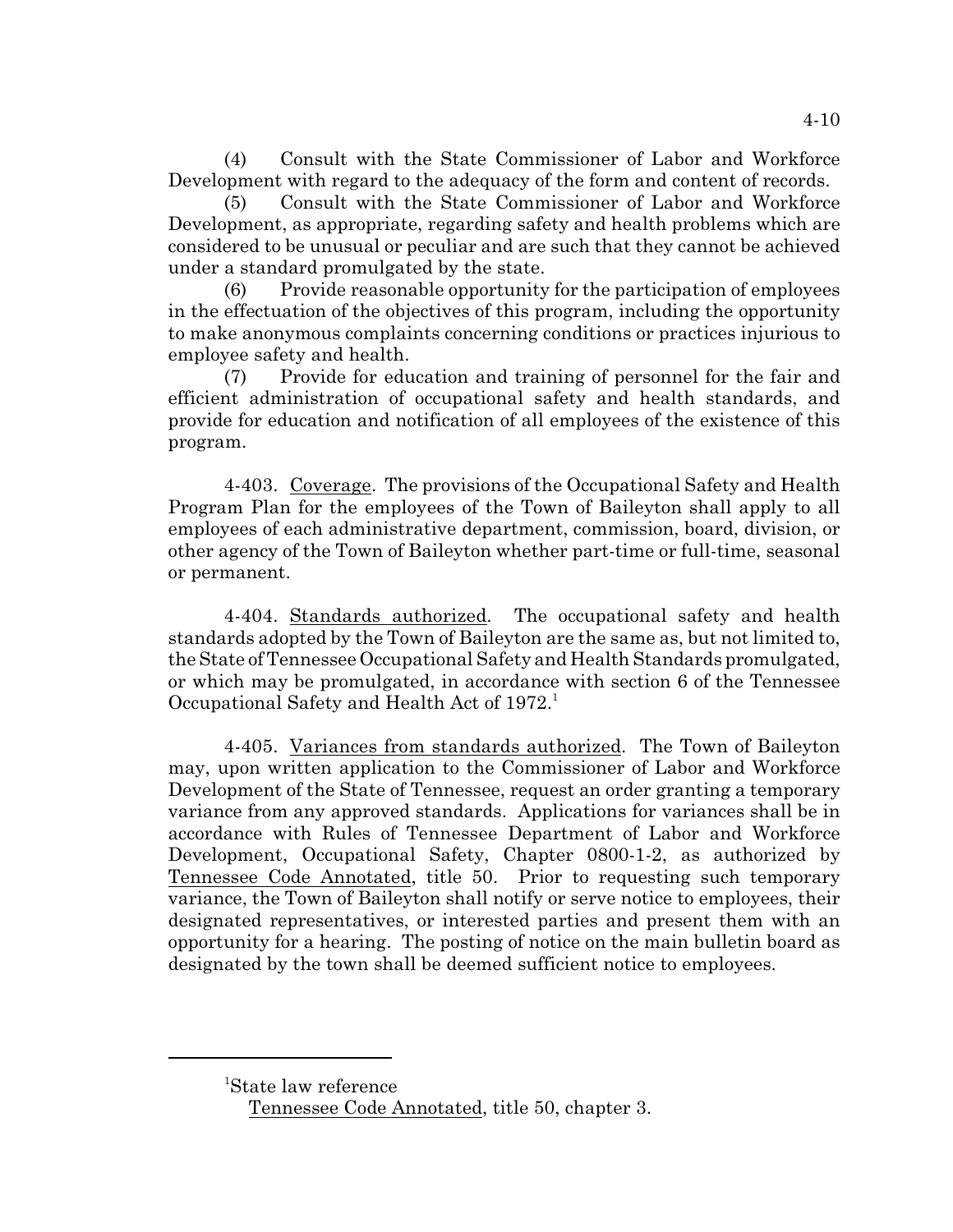(4) Consult with the State Commissioner of Labor and Workforce Development with regard to the adequacy of the form and content of records.

(5) Consult with the State Commissioner of Labor and Workforce Development, as appropriate, regarding safety and health problems which are considered to be unusual or peculiar and are such that they cannot be achieved under a standard promulgated by the state.

(6) Provide reasonable opportunity for the participation of employees in the effectuation of the objectives of this program, including the opportunity to make anonymous complaints concerning conditions or practices injurious to employee safety and health.

(7) Provide for education and training of personnel for the fair and efficient administration of occupational safety and health standards, and provide for education and notification of all employees of the existence of this program.

4-403. Coverage. The provisions of the Occupational Safety and Health Program Plan for the employees of the Town of Baileyton shall apply to all employees of each administrative department, commission, board, division, or other agency of the Town of Baileyton whether part-time or full-time, seasonal or permanent.

4-404. Standards authorized. The occupational safety and health standards adopted by the Town of Baileyton are the same as, but not limited to, the State of Tennessee Occupational Safety and Health Standards promulgated, or which may be promulgated, in accordance with section 6 of the Tennessee Occupational Safety and Health Act of 1972.[1]

4-405. Variances from standards authorized. The Town of Baileyton may, upon written application to the Commissioner of Labor and Workforce Development of the State of Tennessee, request an order granting a temporary variance from any approved standards. Applications for variances shall be in accordance with Rules of Tennessee Department of Labor and Workforce Development, Occupational Safety, Chapter 0800-1-2, as authorized by Tennessee Code Annotated, title 50. Prior to requesting such temporary variance, the Town of Baileyton shall notify or serve notice to employees, their designated representatives, or interested parties and present them with an opportunity for a hearing. The posting of notice on the main bulletin board as designated by the town shall be deemed sufficient notice to employees.

---

[1]State law reference

Tennessee Code Annotated, title 50, chapter 3.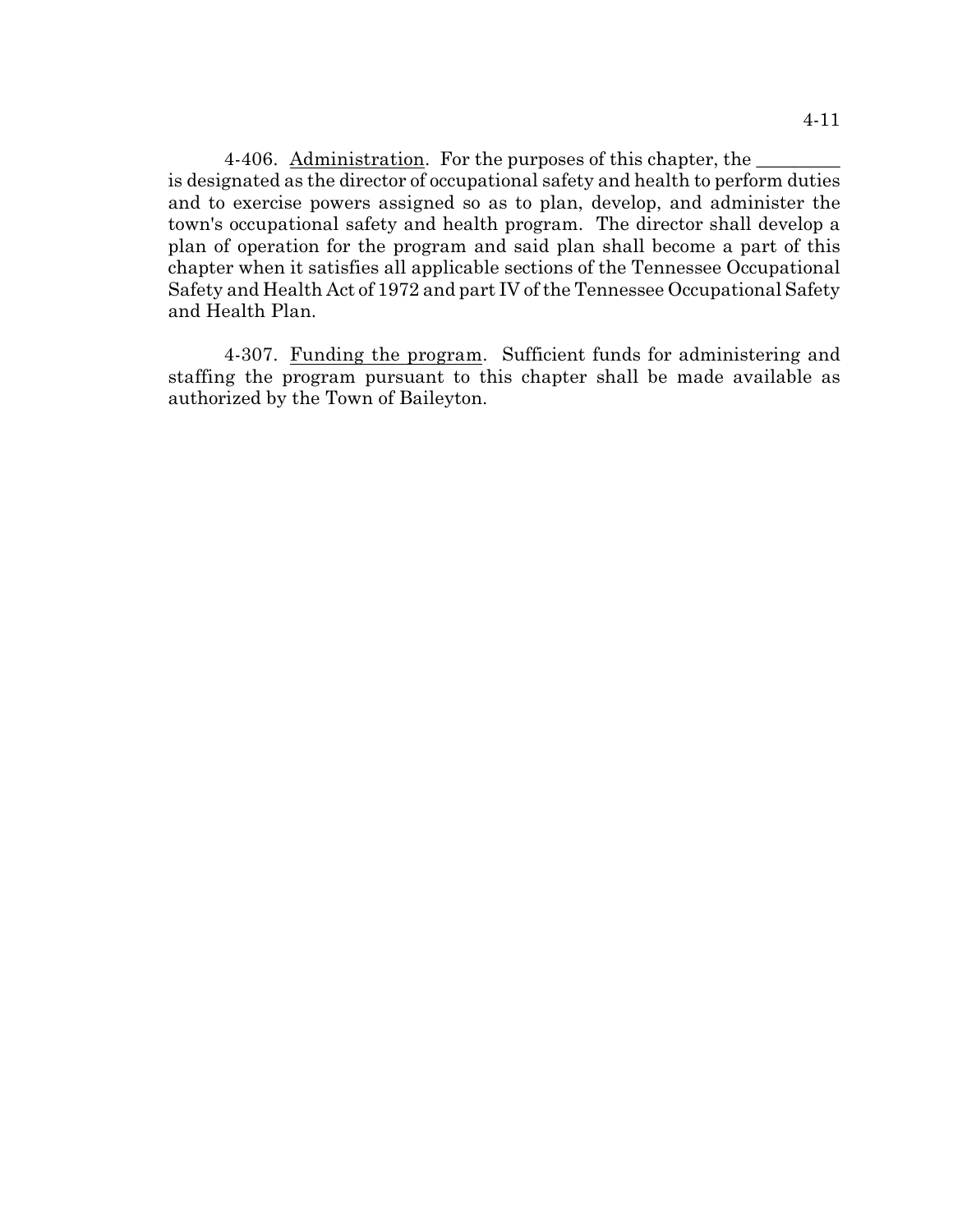4-406. Administration. For the purposes of this chapter, the ________ is designated as the director of occupational safety and health to perform duties and to exercise powers assigned so as to plan, develop, and administer the town's occupational safety and health program. The director shall develop a plan of operation for the program and said plan shall become a part of this chapter when it satisfies all applicable sections of the Tennessee Occupational Safety and Health Act of 1972 and part IV of the Tennessee Occupational Safety and Health Plan.

4-307. Funding the program. Sufficient funds for administering and staffing the program pursuant to this chapter shall be made available as authorized by the Town of Baileyton.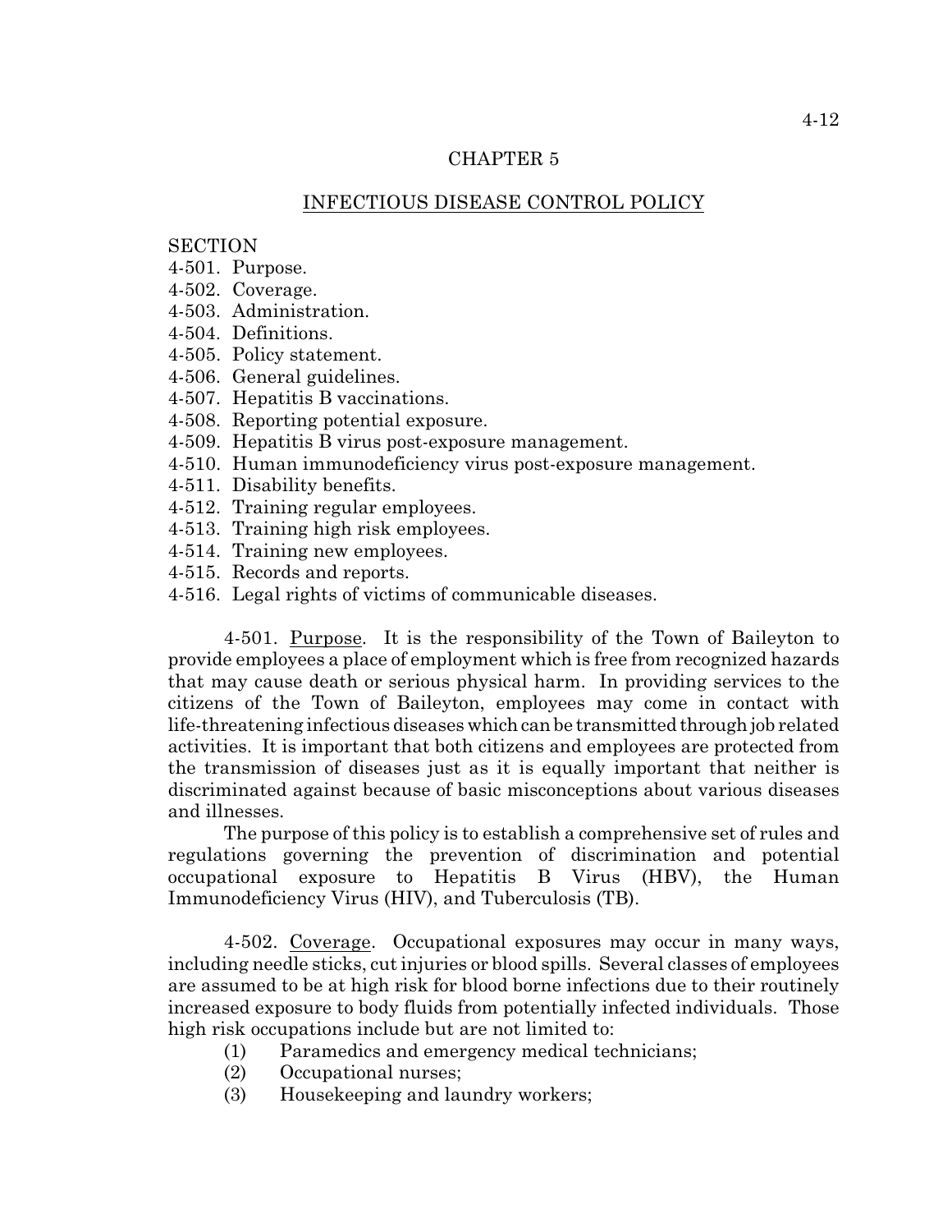## CHAPTER 5

## INFECTIOUS DISEASE CONTROL POLICY

SECTION

4-501. Purpose.
4-502. Coverage.
4-503. Administration.
4-504. Definitions.
4-505. Policy statement.
4-506. General guidelines.
4-507. Hepatitis B vaccinations.
4-508. Reporting potential exposure.
4-509. Hepatitis B virus post-exposure management.
4-510. Human immunodeficiency virus post-exposure management.
4-511. Disability benefits.
4-512. Training regular employees.
4-513. Training high risk employees.
4-514. Training new employees.
4-515. Records and reports.
4-516. Legal rights of victims of communicable diseases.

4-501. Purpose. It is the responsibility of the Town of Baileyton to provide employees a place of employment which is free from recognized hazards that may cause death or serious physical harm. In providing services to the citizens of the Town of Baileyton, employees may come in contact with life-threatening infectious diseases which can be transmitted through job related activities. It is important that both citizens and employees are protected from the transmission of diseases just as it is equally important that neither is discriminated against because of basic misconceptions about various diseases and illnesses.

The purpose of this policy is to establish a comprehensive set of rules and regulations governing the prevention of discrimination and potential occupational exposure to Hepatitis B Virus (HBV), the Human Immunodeficiency Virus (HIV), and Tuberculosis (TB).

4-502. Coverage. Occupational exposures may occur in many ways, including needle sticks, cut injuries or blood spills. Several classes of employees are assumed to be at high risk for blood borne infections due to their routinely increased exposure to body fluids from potentially infected individuals. Those high risk occupations include but are not limited to:

(1) Paramedics and emergency medical technicians;
(2) Occupational nurses;
(3) Housekeeping and laundry workers;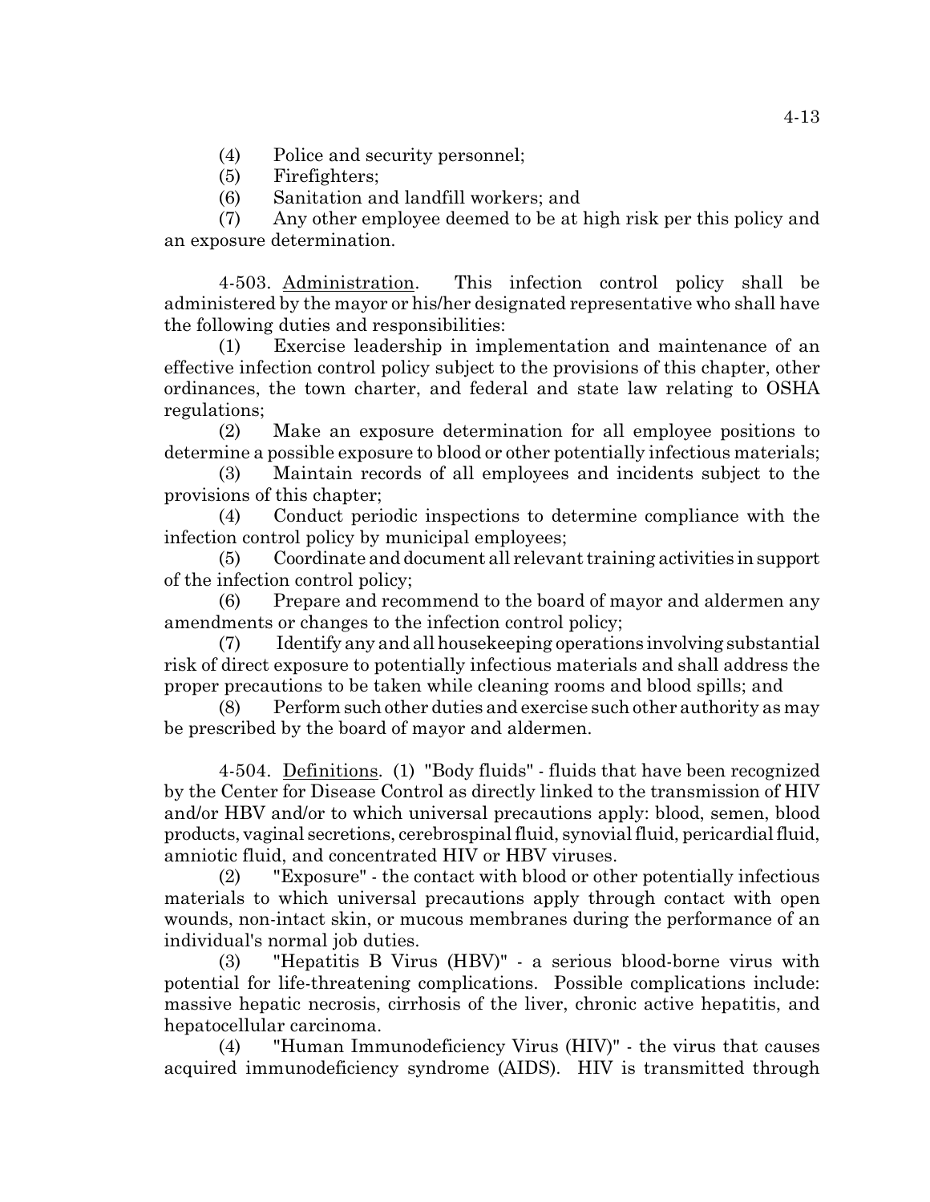(4) Police and security personnel;

(5) Firefighters;

(6) Sanitation and landfill workers; and

(7) Any other employee deemed to be at high risk per this policy and an exposure determination.

4-503. Administration. This infection control policy shall be administered by the mayor or his/her designated representative who shall have the following duties and responsibilities:

(1) Exercise leadership in implementation and maintenance of an effective infection control policy subject to the provisions of this chapter, other ordinances, the town charter, and federal and state law relating to OSHA regulations;

(2) Make an exposure determination for all employee positions to determine a possible exposure to blood or other potentially infectious materials;

(3) Maintain records of all employees and incidents subject to the provisions of this chapter;

(4) Conduct periodic inspections to determine compliance with the infection control policy by municipal employees;

(5) Coordinate and document all relevant training activities in support of the infection control policy;

(6) Prepare and recommend to the board of mayor and aldermen any amendments or changes to the infection control policy;

(7) Identify any and all housekeeping operations involving substantial risk of direct exposure to potentially infectious materials and shall address the proper precautions to be taken while cleaning rooms and blood spills; and

(8) Perform such other duties and exercise such other authority as may be prescribed by the board of mayor and aldermen.

4-504. Definitions. (1) "Body fluids" - fluids that have been recognized by the Center for Disease Control as directly linked to the transmission of HIV and/or HBV and/or to which universal precautions apply: blood, semen, blood products, vaginal secretions, cerebrospinal fluid, synovial fluid, pericardial fluid, amniotic fluid, and concentrated HIV or HBV viruses.

(2) "Exposure" - the contact with blood or other potentially infectious materials to which universal precautions apply through contact with open wounds, non-intact skin, or mucous membranes during the performance of an individual's normal job duties.

(3) "Hepatitis B Virus (HBV)" - a serious blood-borne virus with potential for life-threatening complications. Possible complications include: massive hepatic necrosis, cirrhosis of the liver, chronic active hepatitis, and hepatocellular carcinoma.

(4) "Human Immunodeficiency Virus (HIV)" - the virus that causes acquired immunodeficiency syndrome (AIDS). HIV is transmitted through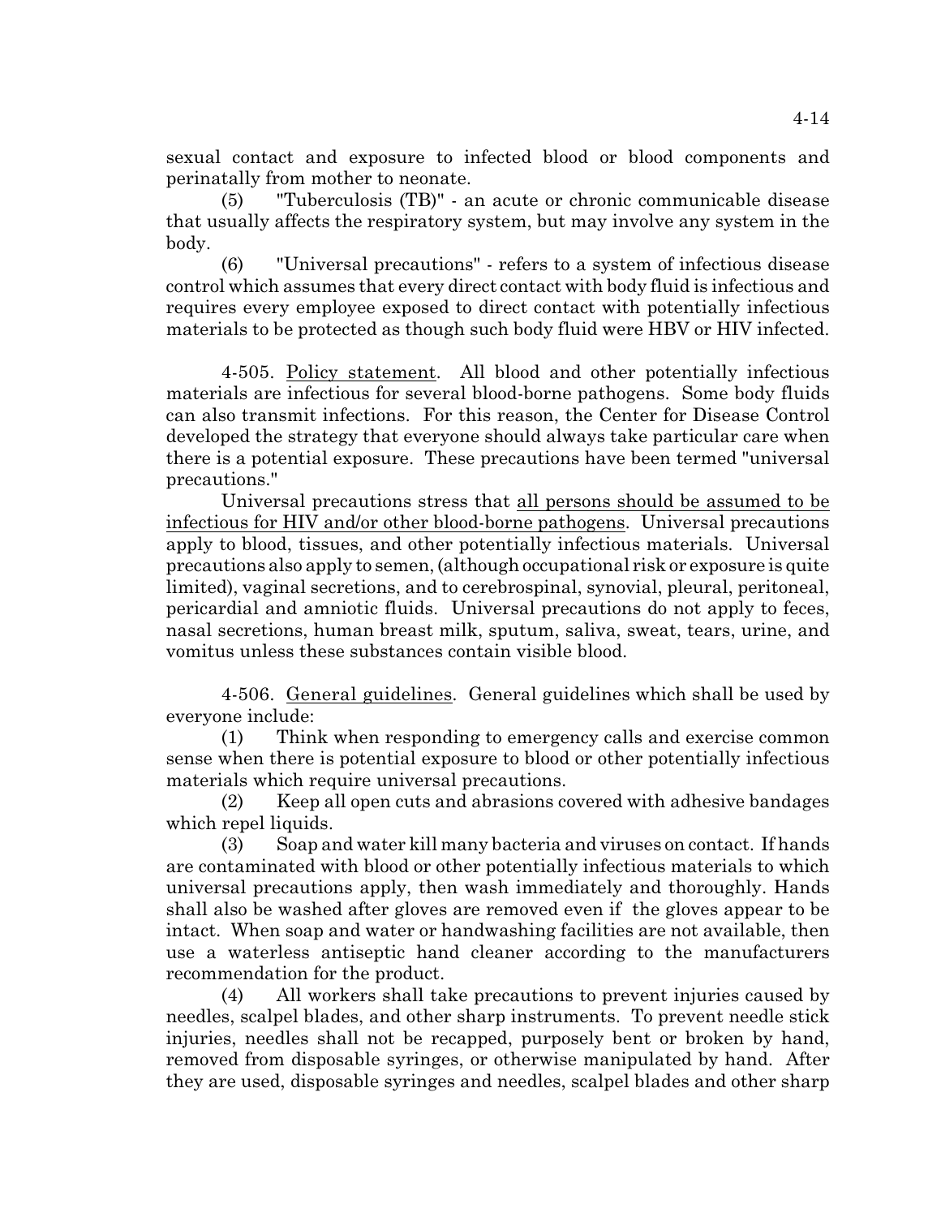sexual contact and exposure to infected blood or blood components and perinatally from mother to neonate.

(5) "Tuberculosis (TB)" - an acute or chronic communicable disease that usually affects the respiratory system, but may involve any system in the body.

(6) "Universal precautions" - refers to a system of infectious disease control which assumes that every direct contact with body fluid is infectious and requires every employee exposed to direct contact with potentially infectious materials to be protected as though such body fluid were HBV or HIV infected.

4-505. Policy statement. All blood and other potentially infectious materials are infectious for several blood-borne pathogens. Some body fluids can also transmit infections. For this reason, the Center for Disease Control developed the strategy that everyone should always take particular care when there is a potential exposure. These precautions have been termed "universal precautions."

Universal precautions stress that all persons should be assumed to be infectious for HIV and/or other blood-borne pathogens. Universal precautions apply to blood, tissues, and other potentially infectious materials. Universal precautions also apply to semen, (although occupational risk or exposure is quite limited), vaginal secretions, and to cerebrospinal, synovial, pleural, peritoneal, pericardial and amniotic fluids. Universal precautions do not apply to feces, nasal secretions, human breast milk, sputum, saliva, sweat, tears, urine, and vomitus unless these substances contain visible blood.

4-506. General guidelines. General guidelines which shall be used by everyone include:

(1) Think when responding to emergency calls and exercise common sense when there is potential exposure to blood or other potentially infectious materials which require universal precautions.

(2) Keep all open cuts and abrasions covered with adhesive bandages which repel liquids.

(3) Soap and water kill many bacteria and viruses on contact. If hands are contaminated with blood or other potentially infectious materials to which universal precautions apply, then wash immediately and thoroughly. Hands shall also be washed after gloves are removed even if the gloves appear to be intact. When soap and water or handwashing facilities are not available, then use a waterless antiseptic hand cleaner according to the manufacturers recommendation for the product.

(4) All workers shall take precautions to prevent injuries caused by needles, scalpel blades, and other sharp instruments. To prevent needle stick injuries, needles shall not be recapped, purposely bent or broken by hand, removed from disposable syringes, or otherwise manipulated by hand. After they are used, disposable syringes and needles, scalpel blades and other sharp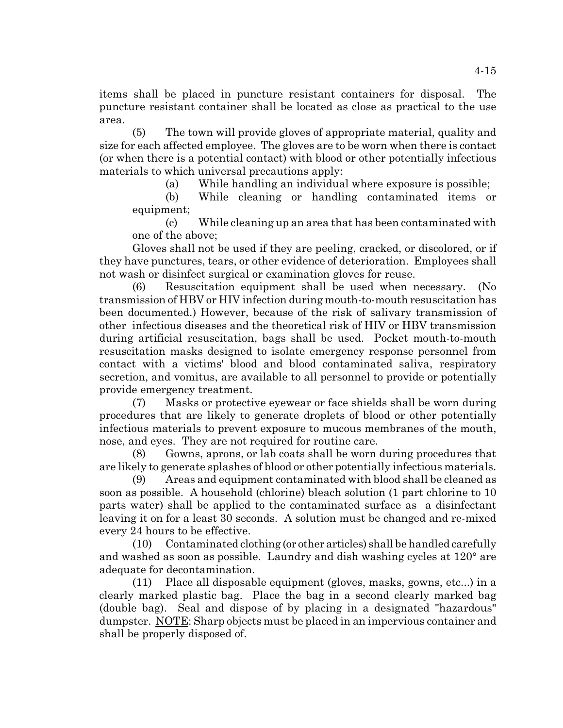items shall be placed in puncture resistant containers for disposal. The puncture resistant container shall be located as close as practical to the use area.

(5) The town will provide gloves of appropriate material, quality and size for each affected employee. The gloves are to be worn when there is contact (or when there is a potential contact) with blood or other potentially infectious materials to which universal precautions apply:

(a) While handling an individual where exposure is possible;

(b) While cleaning or handling contaminated items or equipment;

(c) While cleaning up an area that has been contaminated with one of the above;

Gloves shall not be used if they are peeling, cracked, or discolored, or if they have punctures, tears, or other evidence of deterioration. Employees shall not wash or disinfect surgical or examination gloves for reuse.

(6) Resuscitation equipment shall be used when necessary. (No transmission of HBV or HIV infection during mouth-to-mouth resuscitation has been documented.) However, because of the risk of salivary transmission of other infectious diseases and the theoretical risk of HIV or HBV transmission during artificial resuscitation, bags shall be used. Pocket mouth-to-mouth resuscitation masks designed to isolate emergency response personnel from contact with a victims' blood and blood contaminated saliva, respiratory secretion, and vomitus, are available to all personnel to provide or potentially provide emergency treatment.

(7) Masks or protective eyewear or face shields shall be worn during procedures that are likely to generate droplets of blood or other potentially infectious materials to prevent exposure to mucous membranes of the mouth, nose, and eyes. They are not required for routine care.

(8) Gowns, aprons, or lab coats shall be worn during procedures that are likely to generate splashes of blood or other potentially infectious materials.

(9) Areas and equipment contaminated with blood shall be cleaned as soon as possible. A household (chlorine) bleach solution (1 part chlorine to 10 parts water) shall be applied to the contaminated surface as a disinfectant leaving it on for a least 30 seconds. A solution must be changed and re-mixed every 24 hours to be effective.

(10) Contaminated clothing (or other articles) shall be handled carefully and washed as soon as possible. Laundry and dish washing cycles at 120° are adequate for decontamination.

(11) Place all disposable equipment (gloves, masks, gowns, etc...) in a clearly marked plastic bag. Place the bag in a second clearly marked bag (double bag). Seal and dispose of by placing in a designated "hazardous" dumpster. <u>NOTE</u>: Sharp objects must be placed in an impervious container and shall be properly disposed of.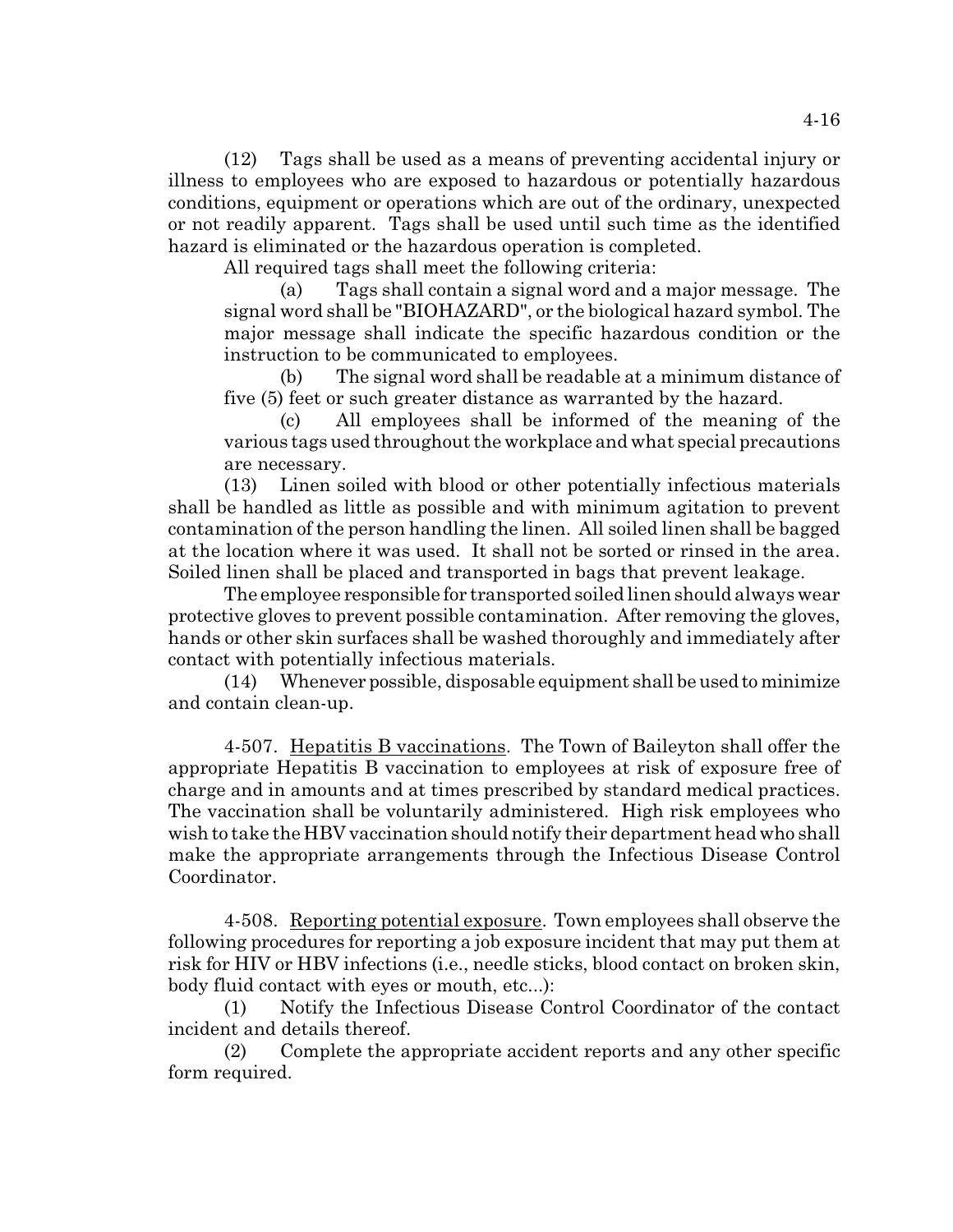(12) Tags shall be used as a means of preventing accidental injury or illness to employees who are exposed to hazardous or potentially hazardous conditions, equipment or operations which are out of the ordinary, unexpected or not readily apparent. Tags shall be used until such time as the identified hazard is eliminated or the hazardous operation is completed.

All required tags shall meet the following criteria:

(a) Tags shall contain a signal word and a major message. The signal word shall be "BIOHAZARD", or the biological hazard symbol. The major message shall indicate the specific hazardous condition or the instruction to be communicated to employees.

(b) The signal word shall be readable at a minimum distance of five (5) feet or such greater distance as warranted by the hazard.

(c) All employees shall be informed of the meaning of the various tags used throughout the workplace and what special precautions are necessary.

(13) Linen soiled with blood or other potentially infectious materials shall be handled as little as possible and with minimum agitation to prevent contamination of the person handling the linen. All soiled linen shall be bagged at the location where it was used. It shall not be sorted or rinsed in the area. Soiled linen shall be placed and transported in bags that prevent leakage.

The employee responsible for transported soiled linen should always wear protective gloves to prevent possible contamination. After removing the gloves, hands or other skin surfaces shall be washed thoroughly and immediately after contact with potentially infectious materials.

(14) Whenever possible, disposable equipment shall be used to minimize and contain clean-up.

4-507. Hepatitis B vaccinations. The Town of Baileyton shall offer the appropriate Hepatitis B vaccination to employees at risk of exposure free of charge and in amounts and at times prescribed by standard medical practices. The vaccination shall be voluntarily administered. High risk employees who wish to take the HBV vaccination should notify their department head who shall make the appropriate arrangements through the Infectious Disease Control Coordinator.

4-508. Reporting potential exposure. Town employees shall observe the following procedures for reporting a job exposure incident that may put them at risk for HIV or HBV infections (i.e., needle sticks, blood contact on broken skin, body fluid contact with eyes or mouth, etc...):

(1) Notify the Infectious Disease Control Coordinator of the contact incident and details thereof.

(2) Complete the appropriate accident reports and any other specific form required.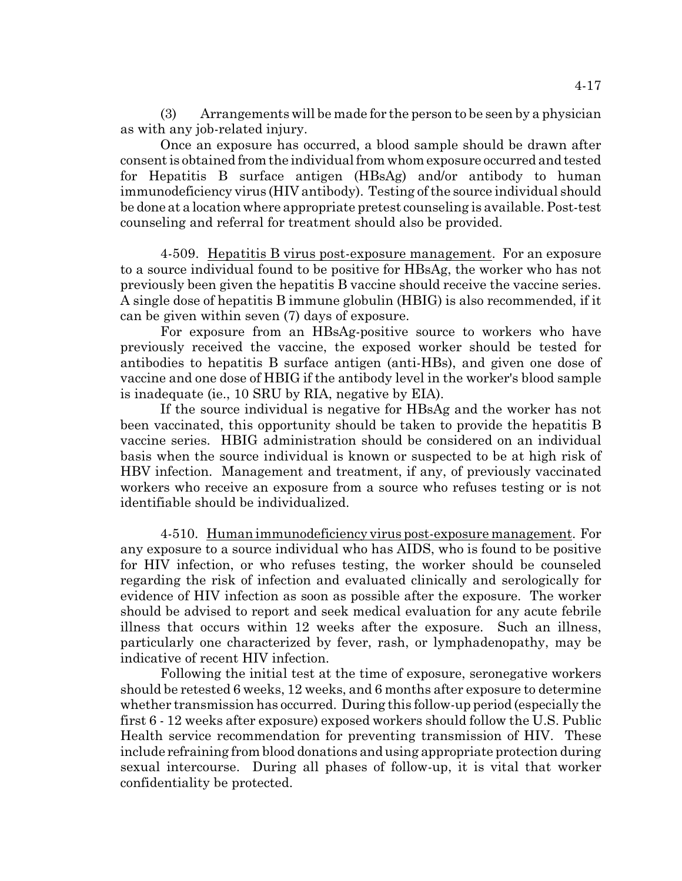(3) Arrangements will be made for the person to be seen by a physician as with any job-related injury.

Once an exposure has occurred, a blood sample should be drawn after consent is obtained from the individual from whom exposure occurred and tested for Hepatitis B surface antigen (HBsAg) and/or antibody to human immunodeficiency virus (HIV antibody). Testing of the source individual should be done at a location where appropriate pretest counseling is available. Post-test counseling and referral for treatment should also be provided.

4-509. Hepatitis B virus post-exposure management. For an exposure to a source individual found to be positive for HBsAg, the worker who has not previously been given the hepatitis B vaccine should receive the vaccine series. A single dose of hepatitis B immune globulin (HBIG) is also recommended, if it can be given within seven (7) days of exposure.

For exposure from an HBsAg-positive source to workers who have previously received the vaccine, the exposed worker should be tested for antibodies to hepatitis B surface antigen (anti-HBs), and given one dose of vaccine and one dose of HBIG if the antibody level in the worker's blood sample is inadequate (ie., 10 SRU by RIA, negative by EIA).

If the source individual is negative for HBsAg and the worker has not been vaccinated, this opportunity should be taken to provide the hepatitis B vaccine series. HBIG administration should be considered on an individual basis when the source individual is known or suspected to be at high risk of HBV infection. Management and treatment, if any, of previously vaccinated workers who receive an exposure from a source who refuses testing or is not identifiable should be individualized.

4-510. Human immunodeficiency virus post-exposure management. For any exposure to a source individual who has AIDS, who is found to be positive for HIV infection, or who refuses testing, the worker should be counseled regarding the risk of infection and evaluated clinically and serologically for evidence of HIV infection as soon as possible after the exposure. The worker should be advised to report and seek medical evaluation for any acute febrile illness that occurs within 12 weeks after the exposure. Such an illness, particularly one characterized by fever, rash, or lymphadenopathy, may be indicative of recent HIV infection.

Following the initial test at the time of exposure, seronegative workers should be retested 6 weeks, 12 weeks, and 6 months after exposure to determine whether transmission has occurred. During this follow-up period (especially the first 6 - 12 weeks after exposure) exposed workers should follow the U.S. Public Health service recommendation for preventing transmission of HIV. These include refraining from blood donations and using appropriate protection during sexual intercourse. During all phases of follow-up, it is vital that worker confidentiality be protected.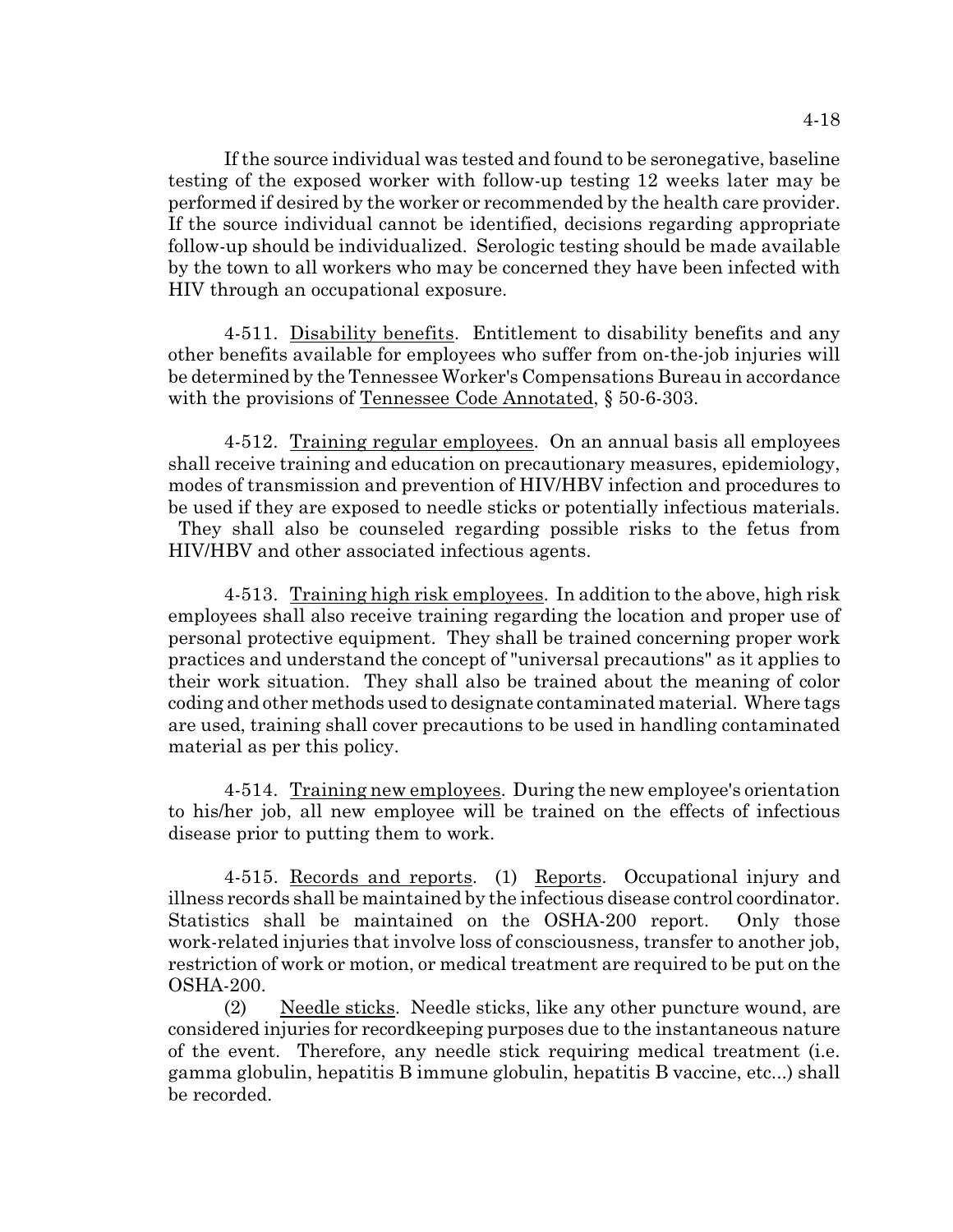If the source individual was tested and found to be seronegative, baseline testing of the exposed worker with follow-up testing 12 weeks later may be performed if desired by the worker or recommended by the health care provider. If the source individual cannot be identified, decisions regarding appropriate follow-up should be individualized. Serologic testing should be made available by the town to all workers who may be concerned they have been infected with HIV through an occupational exposure.

4-511. Disability benefits. Entitlement to disability benefits and any other benefits available for employees who suffer from on-the-job injuries will be determined by the Tennessee Worker's Compensations Bureau in accordance with the provisions of Tennessee Code Annotated, § 50-6-303.

4-512. Training regular employees. On an annual basis all employees shall receive training and education on precautionary measures, epidemiology, modes of transmission and prevention of HIV/HBV infection and procedures to be used if they are exposed to needle sticks or potentially infectious materials. They shall also be counseled regarding possible risks to the fetus from HIV/HBV and other associated infectious agents.

4-513. Training high risk employees. In addition to the above, high risk employees shall also receive training regarding the location and proper use of personal protective equipment. They shall be trained concerning proper work practices and understand the concept of "universal precautions" as it applies to their work situation. They shall also be trained about the meaning of color coding and other methods used to designate contaminated material. Where tags are used, training shall cover precautions to be used in handling contaminated material as per this policy.

4-514. Training new employees. During the new employee's orientation to his/her job, all new employee will be trained on the effects of infectious disease prior to putting them to work.

4-515. Records and reports. (1) Reports. Occupational injury and illness records shall be maintained by the infectious disease control coordinator. Statistics shall be maintained on the OSHA-200 report. Only those work-related injuries that involve loss of consciousness, transfer to another job, restriction of work or motion, or medical treatment are required to be put on the OSHA-200.

(2) Needle sticks. Needle sticks, like any other puncture wound, are considered injuries for recordkeeping purposes due to the instantaneous nature of the event. Therefore, any needle stick requiring medical treatment (i.e. gamma globulin, hepatitis B immune globulin, hepatitis B vaccine, etc...) shall be recorded.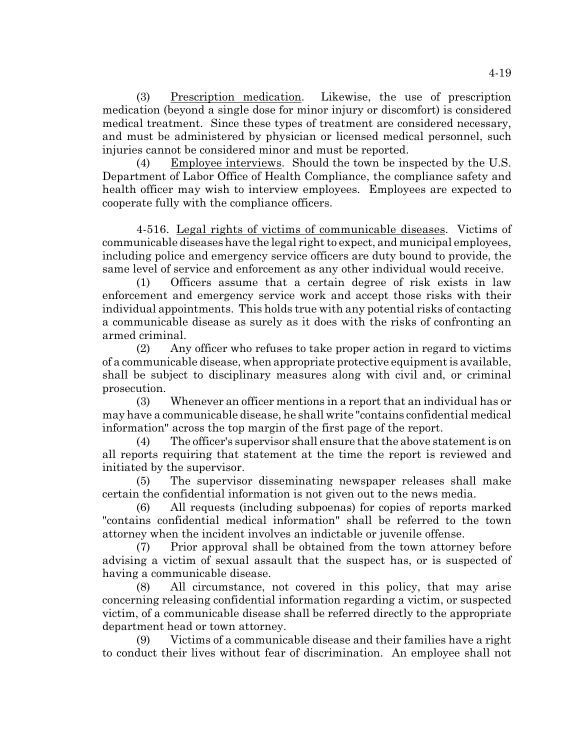(3) Prescription medication. Likewise, the use of prescription medication (beyond a single dose for minor injury or discomfort) is considered medical treatment. Since these types of treatment are considered necessary, and must be administered by physician or licensed medical personnel, such injuries cannot be considered minor and must be reported.

(4) Employee interviews. Should the town be inspected by the U.S. Department of Labor Office of Health Compliance, the compliance safety and health officer may wish to interview employees. Employees are expected to cooperate fully with the compliance officers.

4-516. Legal rights of victims of communicable diseases. Victims of communicable diseases have the legal right to expect, and municipal employees, including police and emergency service officers are duty bound to provide, the same level of service and enforcement as any other individual would receive.

(1) Officers assume that a certain degree of risk exists in law enforcement and emergency service work and accept those risks with their individual appointments. This holds true with any potential risks of contacting a communicable disease as surely as it does with the risks of confronting an armed criminal.

(2) Any officer who refuses to take proper action in regard to victims of a communicable disease, when appropriate protective equipment is available, shall be subject to disciplinary measures along with civil and, or criminal prosecution.

(3) Whenever an officer mentions in a report that an individual has or may have a communicable disease, he shall write "contains confidential medical information" across the top margin of the first page of the report.

(4) The officer's supervisor shall ensure that the above statement is on all reports requiring that statement at the time the report is reviewed and initiated by the supervisor.

(5) The supervisor disseminating newspaper releases shall make certain the confidential information is not given out to the news media.

(6) All requests (including subpoenas) for copies of reports marked "contains confidential medical information" shall be referred to the town attorney when the incident involves an indictable or juvenile offense.

(7) Prior approval shall be obtained from the town attorney before advising a victim of sexual assault that the suspect has, or is suspected of having a communicable disease.

(8) All circumstance, not covered in this policy, that may arise concerning releasing confidential information regarding a victim, or suspected victim, of a communicable disease shall be referred directly to the appropriate department head or town attorney.

(9) Victims of a communicable disease and their families have a right to conduct their lives without fear of discrimination. An employee shall not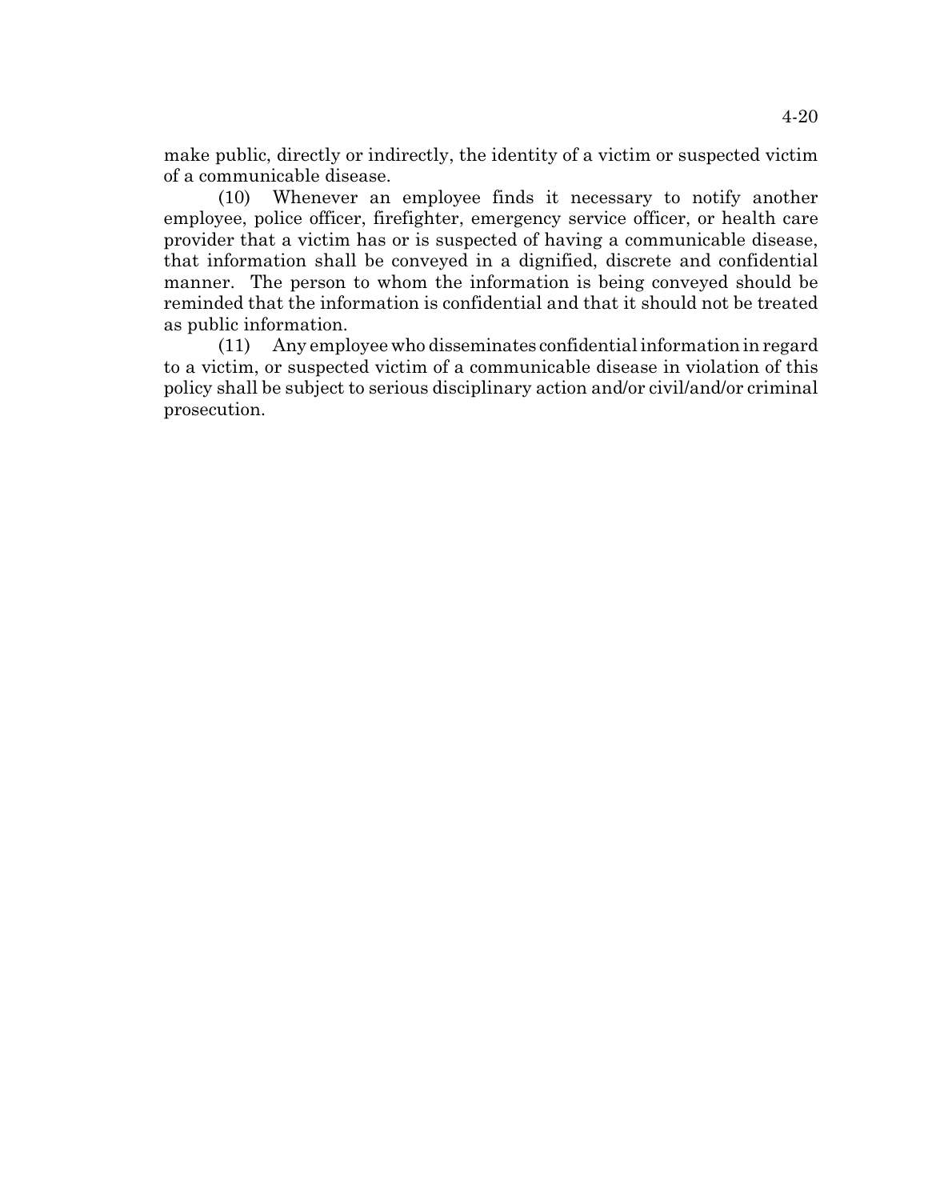make public, directly or indirectly, the identity of a victim or suspected victim of a communicable disease.

(10) Whenever an employee finds it necessary to notify another employee, police officer, firefighter, emergency service officer, or health care provider that a victim has or is suspected of having a communicable disease, that information shall be conveyed in a dignified, discrete and confidential manner. The person to whom the information is being conveyed should be reminded that the information is confidential and that it should not be treated as public information.

(11) Any employee who disseminates confidential information in regard to a victim, or suspected victim of a communicable disease in violation of this policy shall be subject to serious disciplinary action and/or civil/and/or criminal prosecution.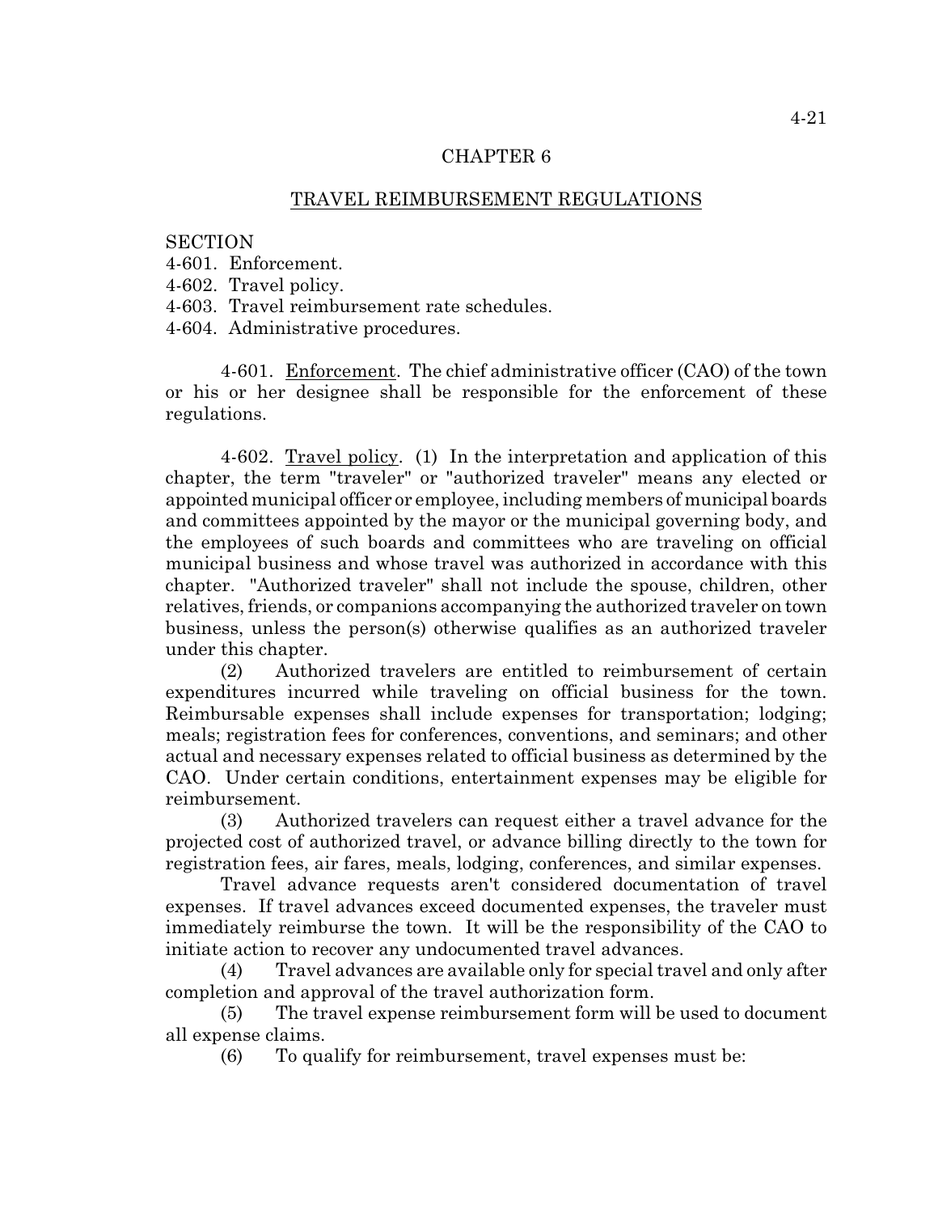## CHAPTER 6

## TRAVEL REIMBURSEMENT REGULATIONS

SECTION
4-601. Enforcement.
4-602. Travel policy.
4-603. Travel reimbursement rate schedules.
4-604. Administrative procedures.

4-601. Enforcement. The chief administrative officer (CAO) of the town or his or her designee shall be responsible for the enforcement of these regulations.

4-602. Travel policy. (1) In the interpretation and application of this chapter, the term "traveler" or "authorized traveler" means any elected or appointed municipal officer or employee, including members of municipal boards and committees appointed by the mayor or the municipal governing body, and the employees of such boards and committees who are traveling on official municipal business and whose travel was authorized in accordance with this chapter. "Authorized traveler" shall not include the spouse, children, other relatives, friends, or companions accompanying the authorized traveler on town business, unless the person(s) otherwise qualifies as an authorized traveler under this chapter.

(2) Authorized travelers are entitled to reimbursement of certain expenditures incurred while traveling on official business for the town. Reimbursable expenses shall include expenses for transportation; lodging; meals; registration fees for conferences, conventions, and seminars; and other actual and necessary expenses related to official business as determined by the CAO. Under certain conditions, entertainment expenses may be eligible for reimbursement.

(3) Authorized travelers can request either a travel advance for the projected cost of authorized travel, or advance billing directly to the town for registration fees, air fares, meals, lodging, conferences, and similar expenses.

Travel advance requests aren't considered documentation of travel expenses. If travel advances exceed documented expenses, the traveler must immediately reimburse the town. It will be the responsibility of the CAO to initiate action to recover any undocumented travel advances.

(4) Travel advances are available only for special travel and only after completion and approval of the travel authorization form.

(5) The travel expense reimbursement form will be used to document all expense claims.

(6) To qualify for reimbursement, travel expenses must be: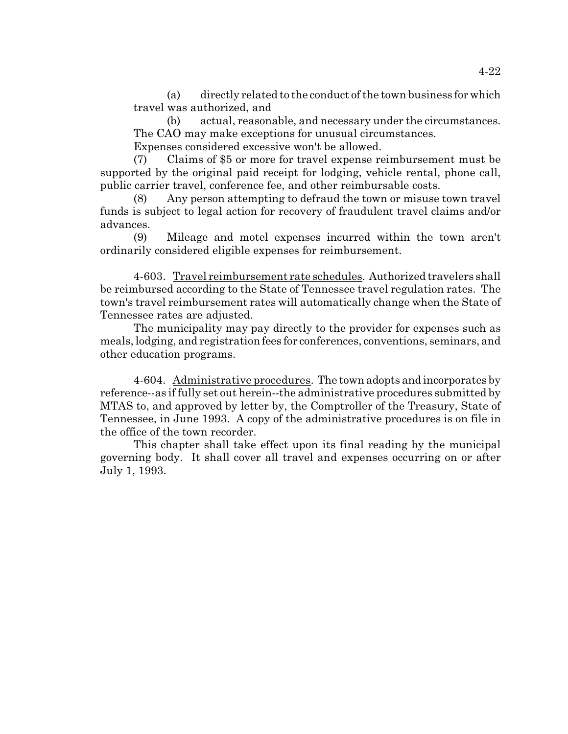(a) directly related to the conduct of the town business for which travel was authorized, and

(b) actual, reasonable, and necessary under the circumstances.

The CAO may make exceptions for unusual circumstances.

Expenses considered excessive won't be allowed.

(7) Claims of $5 or more for travel expense reimbursement must be supported by the original paid receipt for lodging, vehicle rental, phone call, public carrier travel, conference fee, and other reimbursable costs.

(8) Any person attempting to defraud the town or misuse town travel funds is subject to legal action for recovery of fraudulent travel claims and/or advances.

(9) Mileage and motel expenses incurred within the town aren't ordinarily considered eligible expenses for reimbursement.

4-603. Travel reimbursement rate schedules. Authorized travelers shall be reimbursed according to the State of Tennessee travel regulation rates. The town's travel reimbursement rates will automatically change when the State of Tennessee rates are adjusted.

The municipality may pay directly to the provider for expenses such as meals, lodging, and registration fees for conferences, conventions, seminars, and other education programs.

4-604. Administrative procedures. The town adopts and incorporates by reference--as if fully set out herein--the administrative procedures submitted by MTAS to, and approved by letter by, the Comptroller of the Treasury, State of Tennessee, in June 1993. A copy of the administrative procedures is on file in the office of the town recorder.

This chapter shall take effect upon its final reading by the municipal governing body. It shall cover all travel and expenses occurring on or after July 1, 1993.